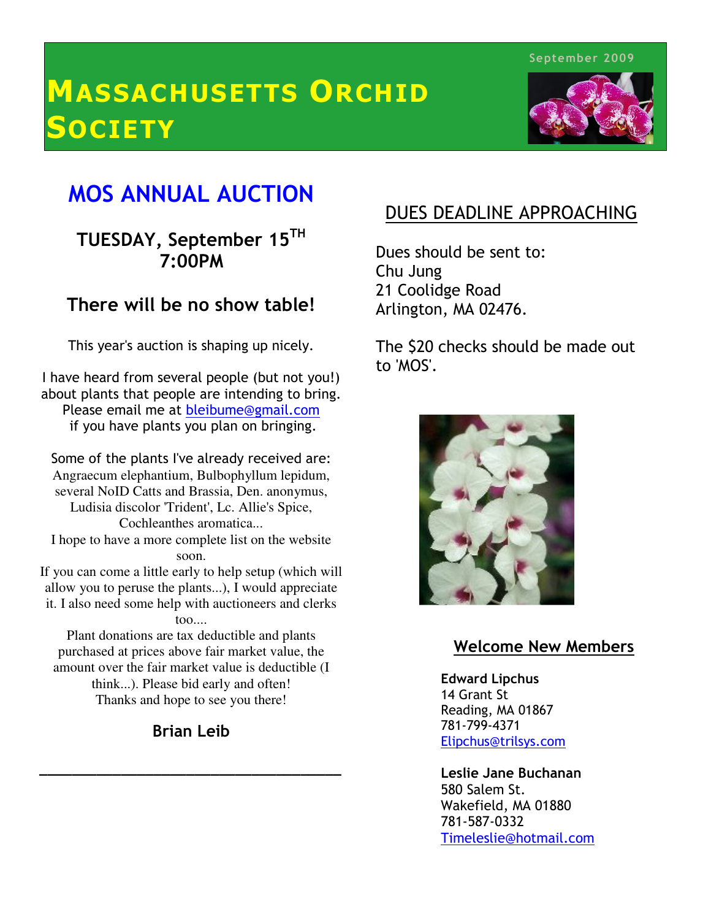September 2009

# MASSACHUSETTS ORCHID SOCIETY

## MOS ANNUAL AUCTION

### TUESDAY, September 15TH 7:00PM

### There will be no show table!

This year's auction is shaping up nicely.

I have heard from several people (but not you!) about plants that people are intending to bring. Please email me at bleibume@gmail.com if you have plants you plan on bringing.

Some of the plants I've already received are: Angraecum elephantium, Bulbophyllum lepidum, several NoID Catts and Brassia, Den. anonymus, Ludisia discolor 'Trident', Lc. Allie's Spice, Cochleanthes aromatica...

I hope to have a more complete list on the website soon.

If you can come a little early to help setup (which will allow you to peruse the plants...), I would appreciate it. I also need some help with auctioneers and clerks too....

Plant donations are tax deductible and plants purchased at prices above fair market value, the amount over the fair market value is deductible (I think...). Please bid early and often!

Thanks and hope to see you there!

**Brian Leib**

---

## DUES DEADLINE APPROACHING

Dues should be sent to:
Chu Jung
21 Coolidge Road
Arlington, MA 02476.

The $20 checks should be made out to 'MOS'.

## Welcome New Members

**Edward Lipchus**
14 Grant St
Reading, MA 01867
781-799-4371
Elipchus@trilsys.com

**Leslie Jane Buchanan**
580 Salem St.
Wakefield, MA 01880
781-587-0332
Timeleslie@hotmail.com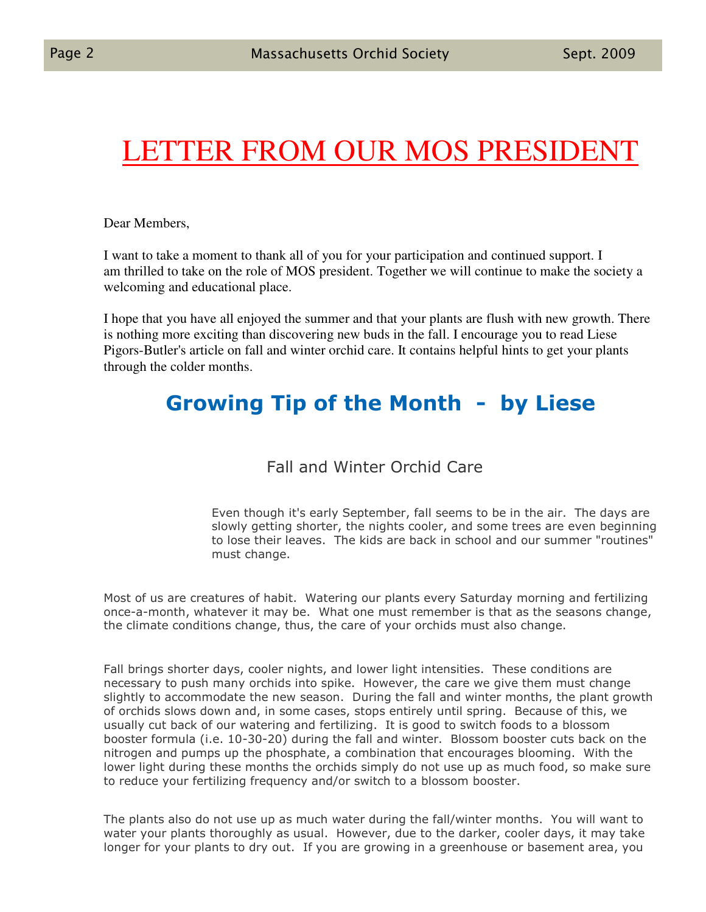# LETTER FROM OUR MOS PRESIDENT

Dear Members,

I want to take a moment to thank all of you for your participation and continued support. I am thrilled to take on the role of MOS president. Together we will continue to make the society a welcoming and educational place.

I hope that you have all enjoyed the summer and that your plants are flush with new growth. There is nothing more exciting than discovering new buds in the fall. I encourage you to read Liese Pigors-Butler's article on fall and winter orchid care. It contains helpful hints to get your plants through the colder months.

## Growing Tip of the Month - by Liese

### Fall and Winter Orchid Care

Even though it's early September, fall seems to be in the air. The days are slowly getting shorter, the nights cooler, and some trees are even beginning to lose their leaves. The kids are back in school and our summer "routines" must change.

Most of us are creatures of habit. Watering our plants every Saturday morning and fertilizing once-a-month, whatever it may be. What one must remember is that as the seasons change, the climate conditions change, thus, the care of your orchids must also change.

Fall brings shorter days, cooler nights, and lower light intensities. These conditions are necessary to push many orchids into spike. However, the care we give them must change slightly to accommodate the new season. During the fall and winter months, the plant growth of orchids slows down and, in some cases, stops entirely until spring. Because of this, we usually cut back of our watering and fertilizing. It is good to switch foods to a blossom booster formula (i.e. 10-30-20) during the fall and winter. Blossom booster cuts back on the nitrogen and pumps up the phosphate, a combination that encourages blooming. With the lower light during these months the orchids simply do not use up as much food, so make sure to reduce your fertilizing frequency and/or switch to a blossom booster.

The plants also do not use up as much water during the fall/winter months. You will want to water your plants thoroughly as usual. However, due to the darker, cooler days, it may take longer for your plants to dry out. If you are growing in a greenhouse or basement area, you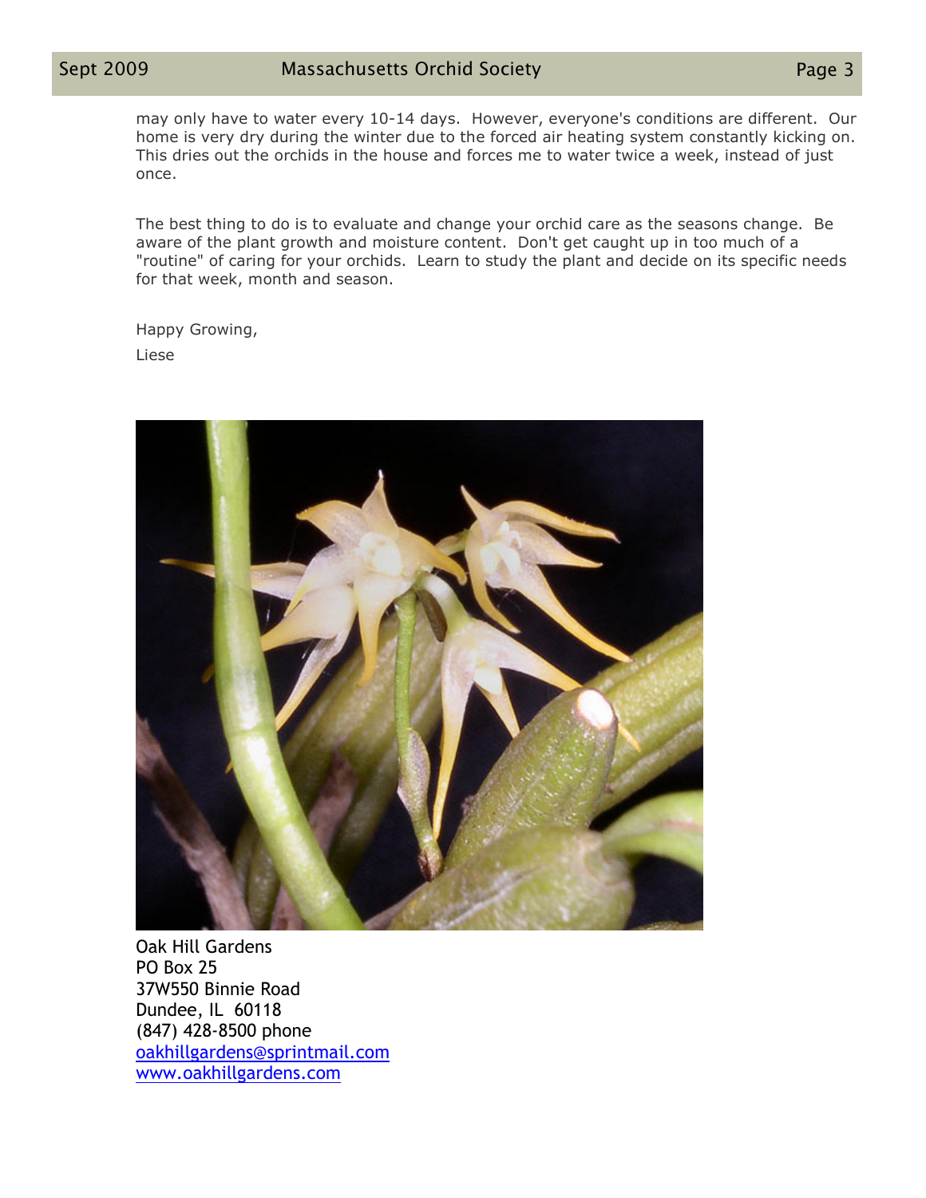may only have to water every 10-14 days. However, everyone's conditions are different. Our home is very dry during the winter due to the forced air heating system constantly kicking on. This dries out the orchids in the house and forces me to water twice a week, instead of just once.

The best thing to do is to evaluate and change your orchid care as the seasons change. Be aware of the plant growth and moisture content. Don't get caught up in too much of a "routine" of caring for your orchids. Learn to study the plant and decide on its specific needs for that week, month and season.

Happy Growing,

Liese

Oak Hill Gardens
PO Box 25
37W550 Binnie Road
Dundee, IL 60118
(847) 428-8500 phone
[oakhillgardens@sprintmail.com](mailto:oakhillgardens@sprintmail.com)
[www.oakhillgardens.com](http://www.oakhillgardens.com)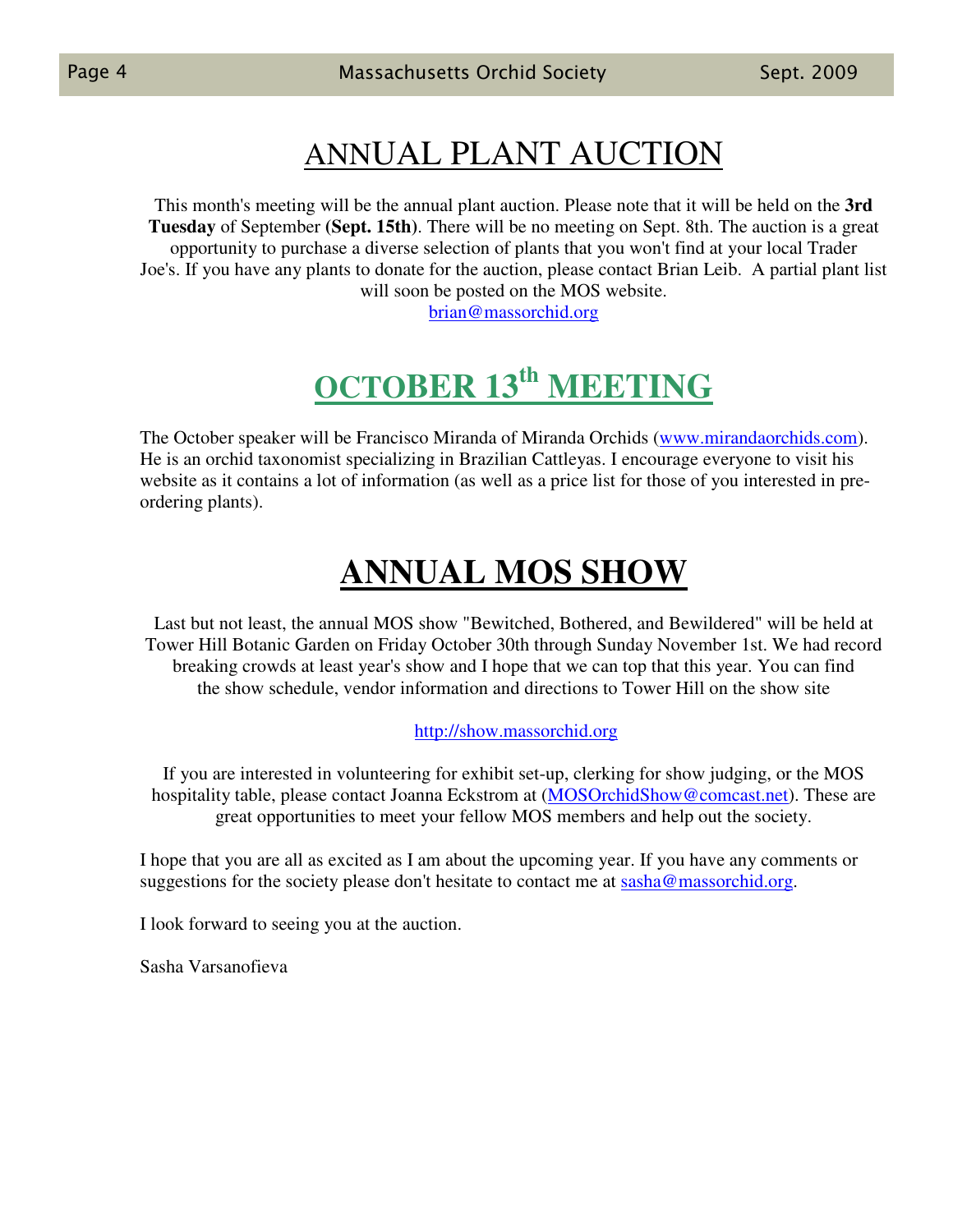# ANNUAL PLANT AUCTION

This month's meeting will be the annual plant auction. Please note that it will be held on the **3rd Tuesday** of September **(Sept. 15th)**. There will be no meeting on Sept. 8th. The auction is a great opportunity to purchase a diverse selection of plants that you won't find at your local Trader Joe's. If you have any plants to donate for the auction, please contact Brian Leib. A partial plant list will soon be posted on the MOS website.

brian@massorchid.org

# OCTOBER 13th MEETING

The October speaker will be Francisco Miranda of Miranda Orchids (www.mirandaorchids.com). He is an orchid taxonomist specializing in Brazilian Cattleyas. I encourage everyone to visit his website as it contains a lot of information (as well as a price list for those of you interested in pre-ordering plants).

# ANNUAL MOS SHOW

Last but not least, the annual MOS show "Bewitched, Bothered, and Bewildered" will be held at Tower Hill Botanic Garden on Friday October 30th through Sunday November 1st. We had record breaking crowds at least year's show and I hope that we can top that this year. You can find the show schedule, vendor information and directions to Tower Hill on the show site

http://show.massorchid.org

If you are interested in volunteering for exhibit set-up, clerking for show judging, or the MOS hospitality table, please contact Joanna Eckstrom at (MOSOrchidShow@comcast.net). These are great opportunities to meet your fellow MOS members and help out the society.

I hope that you are all as excited as I am about the upcoming year. If you have any comments or suggestions for the society please don't hesitate to contact me at sasha@massorchid.org.

I look forward to seeing you at the auction.

Sasha Varsanofieva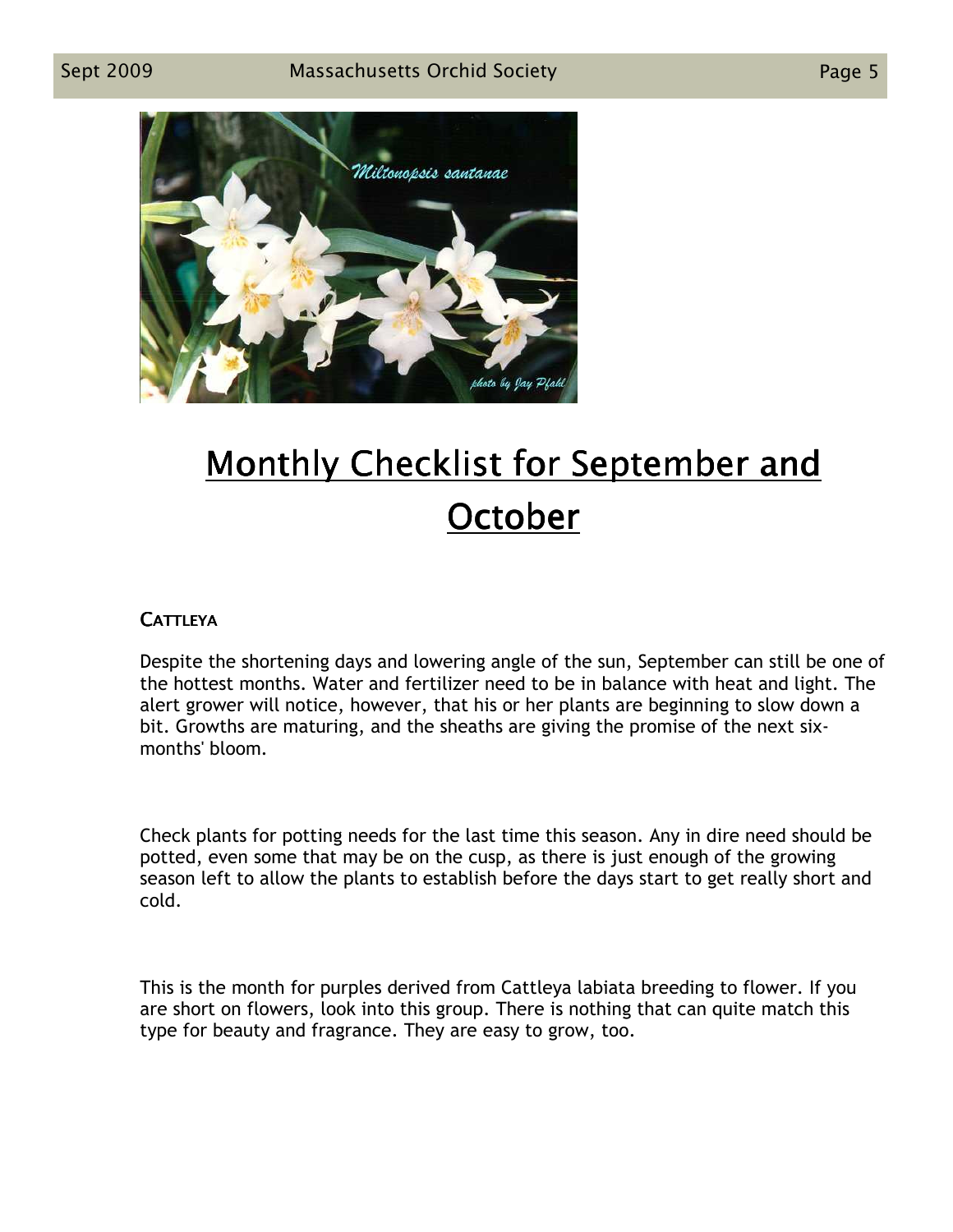# Monthly Checklist for September and October

### CATTLEYA

Despite the shortening days and lowering angle of the sun, September can still be one of the hottest months. Water and fertilizer need to be in balance with heat and light. The alert grower will notice, however, that his or her plants are beginning to slow down a bit. Growths are maturing, and the sheaths are giving the promise of the next six-months' bloom.

Check plants for potting needs for the last time this season. Any in dire need should be potted, even some that may be on the cusp, as there is just enough of the growing season left to allow the plants to establish before the days start to get really short and cold.

This is the month for purples derived from Cattleya labiata breeding to flower. If you are short on flowers, look into this group. There is nothing that can quite match this type for beauty and fragrance. They are easy to grow, too.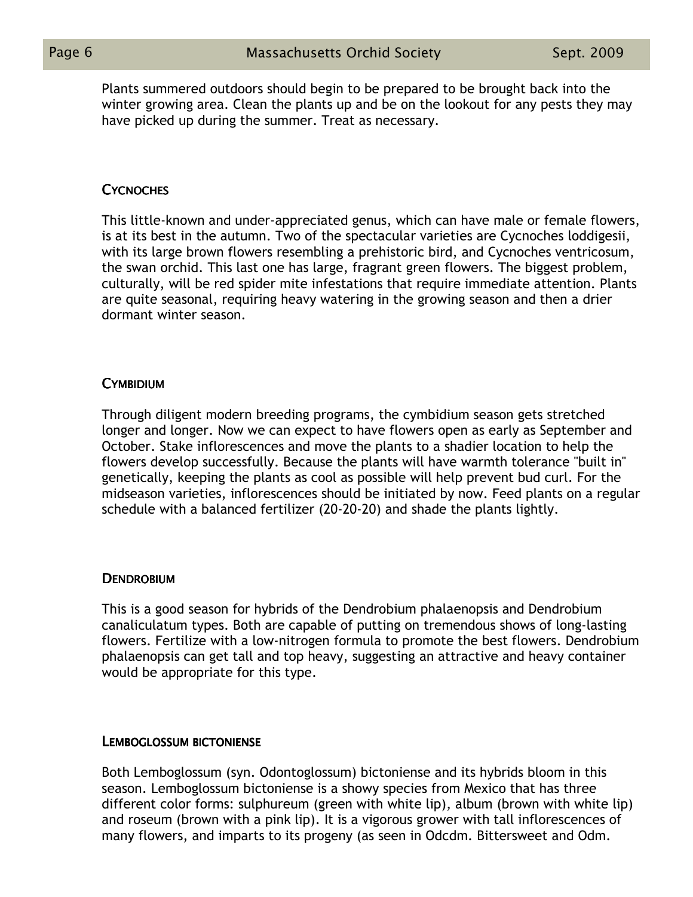Plants summered outdoors should begin to be prepared to be brought back into the winter growing area. Clean the plants up and be on the lookout for any pests they may have picked up during the summer. Treat as necessary.

### Cycnoches

This little-known and under-appreciated genus, which can have male or female flowers, is at its best in the autumn. Two of the spectacular varieties are Cycnoches loddigesii, with its large brown flowers resembling a prehistoric bird, and Cycnoches ventricosum, the swan orchid. This last one has large, fragrant green flowers. The biggest problem, culturally, will be red spider mite infestations that require immediate attention. Plants are quite seasonal, requiring heavy watering in the growing season and then a drier dormant winter season.

### Cymbidium

Through diligent modern breeding programs, the cymbidium season gets stretched longer and longer. Now we can expect to have flowers open as early as September and October. Stake inflorescences and move the plants to a shadier location to help the flowers develop successfully. Because the plants will have warmth tolerance "built in" genetically, keeping the plants as cool as possible will help prevent bud curl. For the midseason varieties, inflorescences should be initiated by now. Feed plants on a regular schedule with a balanced fertilizer (20-20-20) and shade the plants lightly.

### Dendrobium

This is a good season for hybrids of the Dendrobium phalaenopsis and Dendrobium canaliculatum types. Both are capable of putting on tremendous shows of long-lasting flowers. Fertilize with a low-nitrogen formula to promote the best flowers. Dendrobium phalaenopsis can get tall and top heavy, suggesting an attractive and heavy container would be appropriate for this type.

### Lemboglossum bictoniense

Both Lemboglossum (syn. Odontoglossum) bictoniense and its hybrids bloom in this season. Lemboglossum bictoniense is a showy species from Mexico that has three different color forms: sulphureum (green with white lip), album (brown with white lip) and roseum (brown with a pink lip). It is a vigorous grower with tall inflorescences of many flowers, and imparts to its progeny (as seen in Odcdm. Bittersweet and Odm.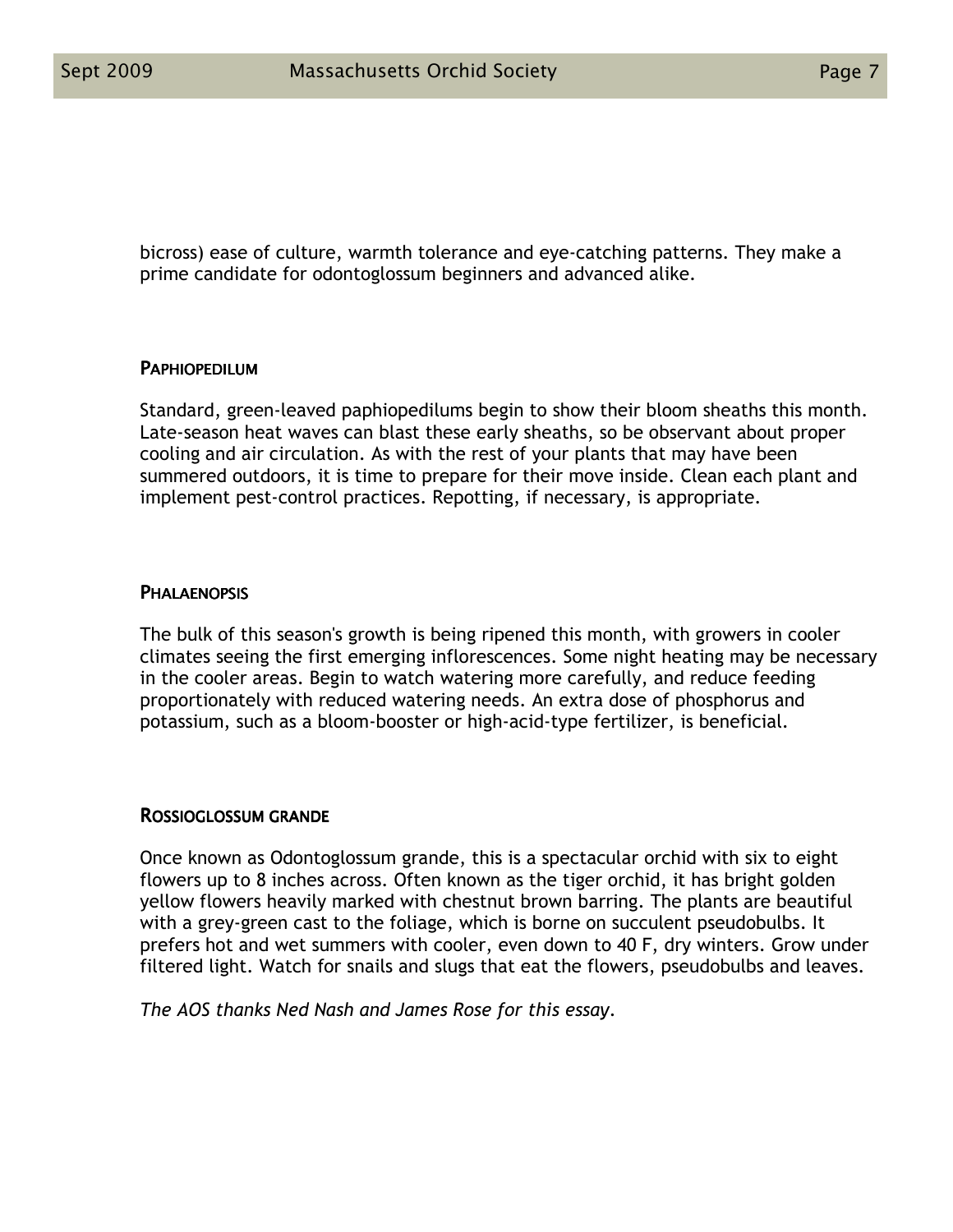bicross) ease of culture, warmth tolerance and eye-catching patterns. They make a prime candidate for odontoglossum beginners and advanced alike.

### Paphiopedilum

Standard, green-leaved paphiopedilums begin to show their bloom sheaths this month. Late-season heat waves can blast these early sheaths, so be observant about proper cooling and air circulation. As with the rest of your plants that may have been summered outdoors, it is time to prepare for their move inside. Clean each plant and implement pest-control practices. Repotting, if necessary, is appropriate.

### Phalaenopsis

The bulk of this season's growth is being ripened this month, with growers in cooler climates seeing the first emerging inflorescences. Some night heating may be necessary in the cooler areas. Begin to watch watering more carefully, and reduce feeding proportionately with reduced watering needs. An extra dose of phosphorus and potassium, such as a bloom-booster or high-acid-type fertilizer, is beneficial.

### Rossioglossum grande

Once known as Odontoglossum grande, this is a spectacular orchid with six to eight flowers up to 8 inches across. Often known as the tiger orchid, it has bright golden yellow flowers heavily marked with chestnut brown barring. The plants are beautiful with a grey-green cast to the foliage, which is borne on succulent pseudobulbs. It prefers hot and wet summers with cooler, even down to 40 F, dry winters. Grow under filtered light. Watch for snails and slugs that eat the flowers, pseudobulbs and leaves.

*The AOS thanks Ned Nash and James Rose for this essay.*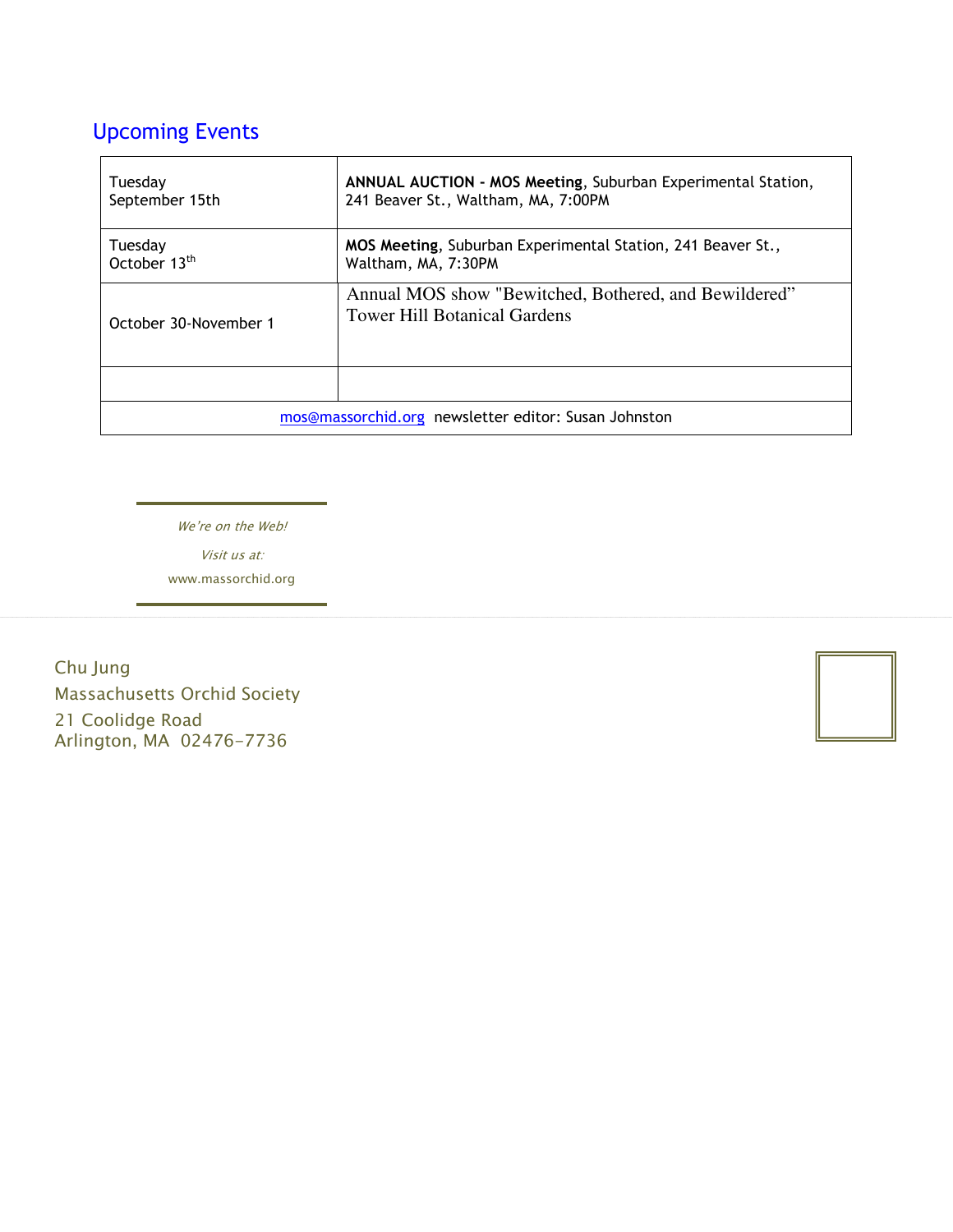## Upcoming Events

| | |
|---|---|
| Tuesday September 15th | **ANNUAL AUCTION - MOS Meeting**, Suburban Experimental Station, 241 Beaver St., Waltham, MA, 7:00PM |
| Tuesday October 13th | **MOS Meeting**, Suburban Experimental Station, 241 Beaver St., Waltham, MA, 7:30PM |
| October 30-November 1 | Annual MOS show "Bewitched, Bothered, and Bewildered" Tower Hill Botanical Gardens |
| | |
| mos@massorchid.org newsletter editor: Susan Johnston | |

*We're on the Web!*

*Visit us at:*

www.massorchid.org

Chu Jung
Massachusetts Orchid Society
21 Coolidge Road
Arlington, MA 02476-7736